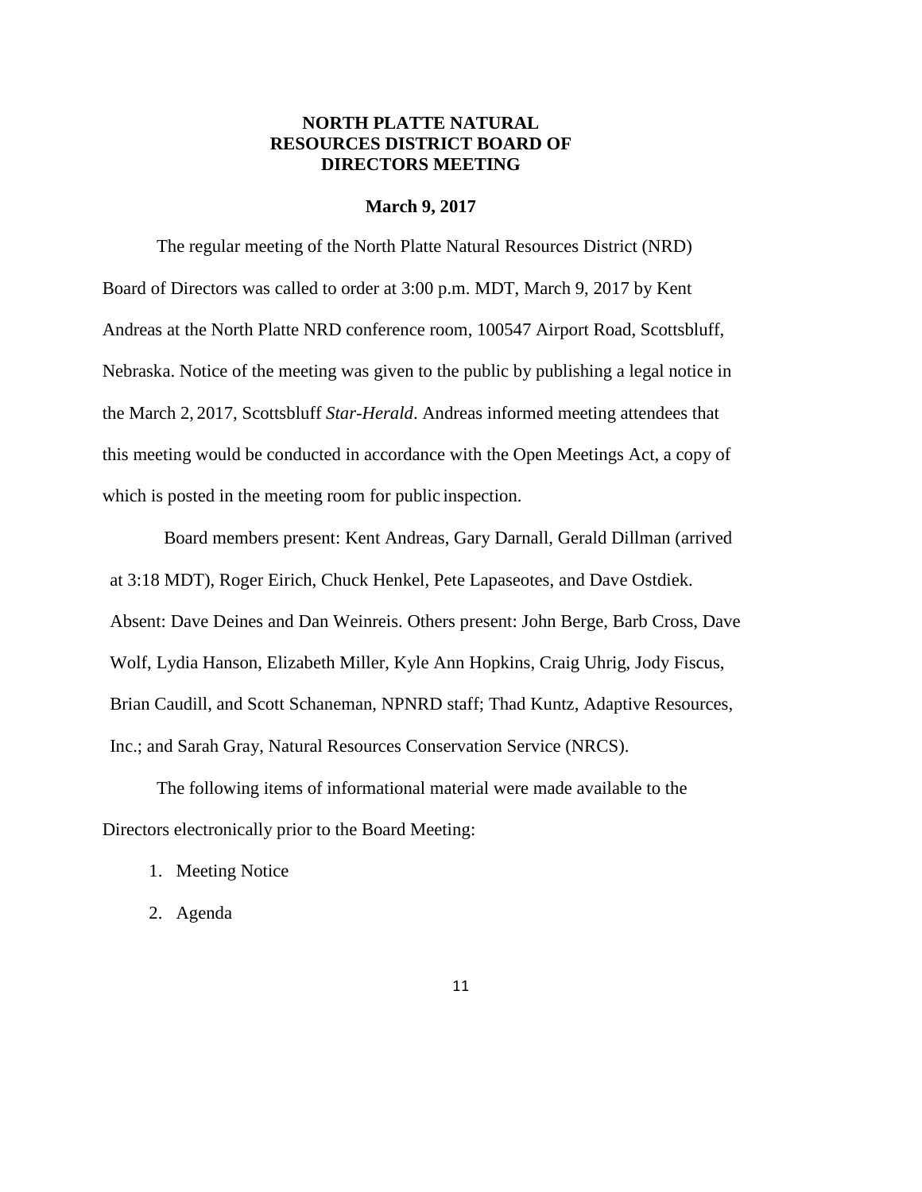# NORTH PLATTE NATURAL RESOURCES DISTRICT BOARD OF DIRECTORS MEETING

**March 9, 2017**

The regular meeting of the North Platte Natural Resources District (NRD) Board of Directors was called to order at 3:00 p.m. MDT, March 9, 2017 by Kent Andreas at the North Platte NRD conference room, 100547 Airport Road, Scottsbluff, Nebraska. Notice of the meeting was given to the public by publishing a legal notice in the March 2, 2017, Scottsbluff *Star-Herald*. Andreas informed meeting attendees that this meeting would be conducted in accordance with the Open Meetings Act, a copy of which is posted in the meeting room for public inspection.

Board members present: Kent Andreas, Gary Darnall, Gerald Dillman (arrived at 3:18 MDT), Roger Eirich, Chuck Henkel, Pete Lapaseotes, and Dave Ostdiek. Absent: Dave Deines and Dan Weinreis. Others present: John Berge, Barb Cross, Dave Wolf, Lydia Hanson, Elizabeth Miller, Kyle Ann Hopkins, Craig Uhrig, Jody Fiscus, Brian Caudill, and Scott Schaneman, NPNRD staff; Thad Kuntz, Adaptive Resources, Inc.; and Sarah Gray, Natural Resources Conservation Service (NRCS).

The following items of informational material were made available to the Directors electronically prior to the Board Meeting:

1. Meeting Notice
2. Agenda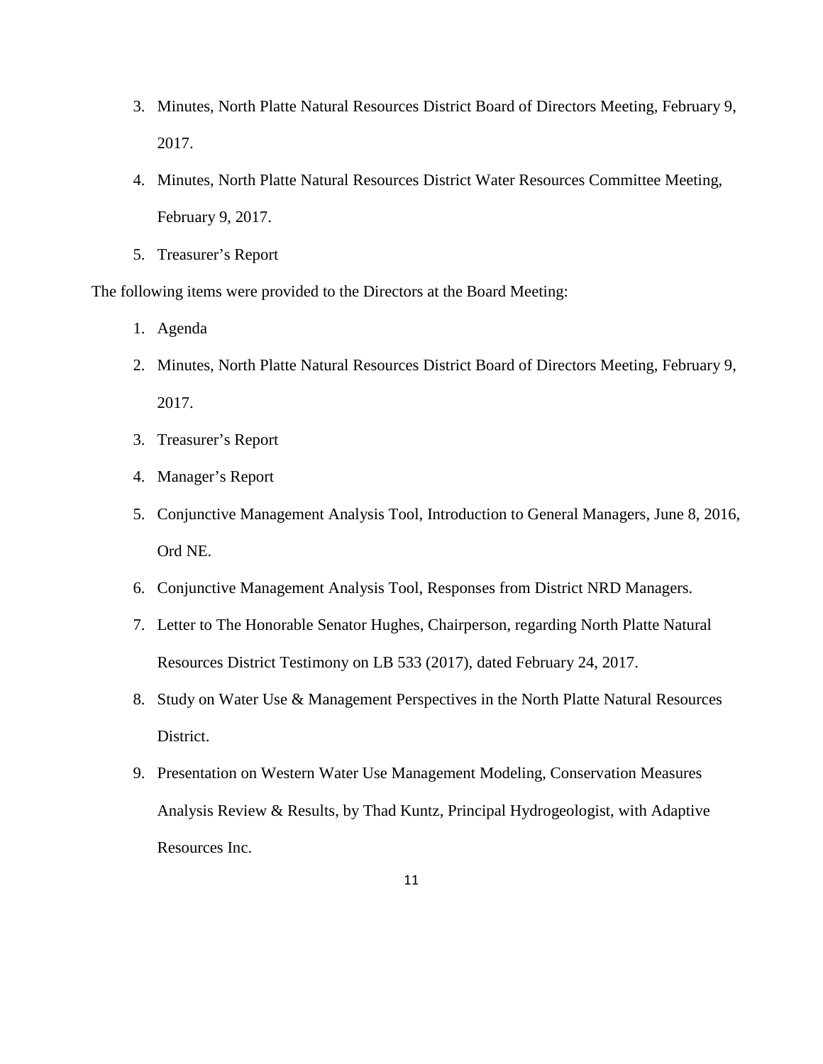3. Minutes, North Platte Natural Resources District Board of Directors Meeting, February 9, 2017.
4. Minutes, North Platte Natural Resources District Water Resources Committee Meeting, February 9, 2017.
5. Treasurer's Report

The following items were provided to the Directors at the Board Meeting:

1. Agenda
2. Minutes, North Platte Natural Resources District Board of Directors Meeting, February 9, 2017.
3. Treasurer's Report
4. Manager's Report
5. Conjunctive Management Analysis Tool, Introduction to General Managers, June 8, 2016, Ord NE.
6. Conjunctive Management Analysis Tool, Responses from District NRD Managers.
7. Letter to The Honorable Senator Hughes, Chairperson, regarding North Platte Natural Resources District Testimony on LB 533 (2017), dated February 24, 2017.
8. Study on Water Use & Management Perspectives in the North Platte Natural Resources District.
9. Presentation on Western Water Use Management Modeling, Conservation Measures Analysis Review & Results, by Thad Kuntz, Principal Hydrogeologist, with Adaptive Resources Inc.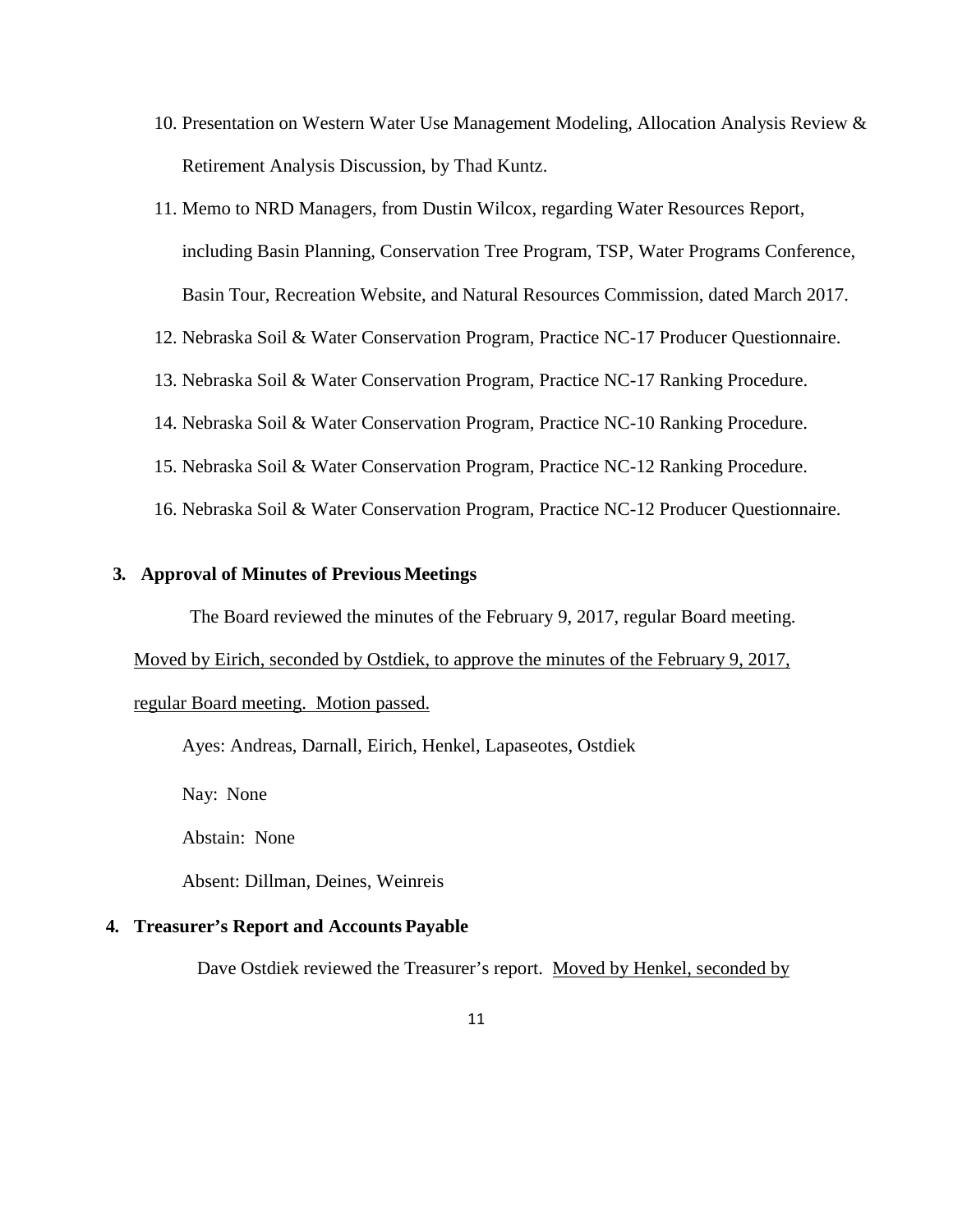10. Presentation on Western Water Use Management Modeling, Allocation Analysis Review & Retirement Analysis Discussion, by Thad Kuntz.
11. Memo to NRD Managers, from Dustin Wilcox, regarding Water Resources Report, including Basin Planning, Conservation Tree Program, TSP, Water Programs Conference, Basin Tour, Recreation Website, and Natural Resources Commission, dated March 2017.
12. Nebraska Soil & Water Conservation Program, Practice NC-17 Producer Questionnaire.
13. Nebraska Soil & Water Conservation Program, Practice NC-17 Ranking Procedure.
14. Nebraska Soil & Water Conservation Program, Practice NC-10 Ranking Procedure.
15. Nebraska Soil & Water Conservation Program, Practice NC-12 Ranking Procedure.
16. Nebraska Soil & Water Conservation Program, Practice NC-12 Producer Questionnaire.

**3. Approval of Minutes of Previous Meetings**

The Board reviewed the minutes of the February 9, 2017, regular Board meeting. Moved by Eirich, seconded by Ostdiek, to approve the minutes of the February 9, 2017, regular Board meeting. Motion passed.

Ayes: Andreas, Darnall, Eirich, Henkel, Lapaseotes, Ostdiek

Nay: None

Abstain: None

Absent: Dillman, Deines, Weinreis

**4. Treasurer's Report and Accounts Payable**

Dave Ostdiek reviewed the Treasurer's report. Moved by Henkel, seconded by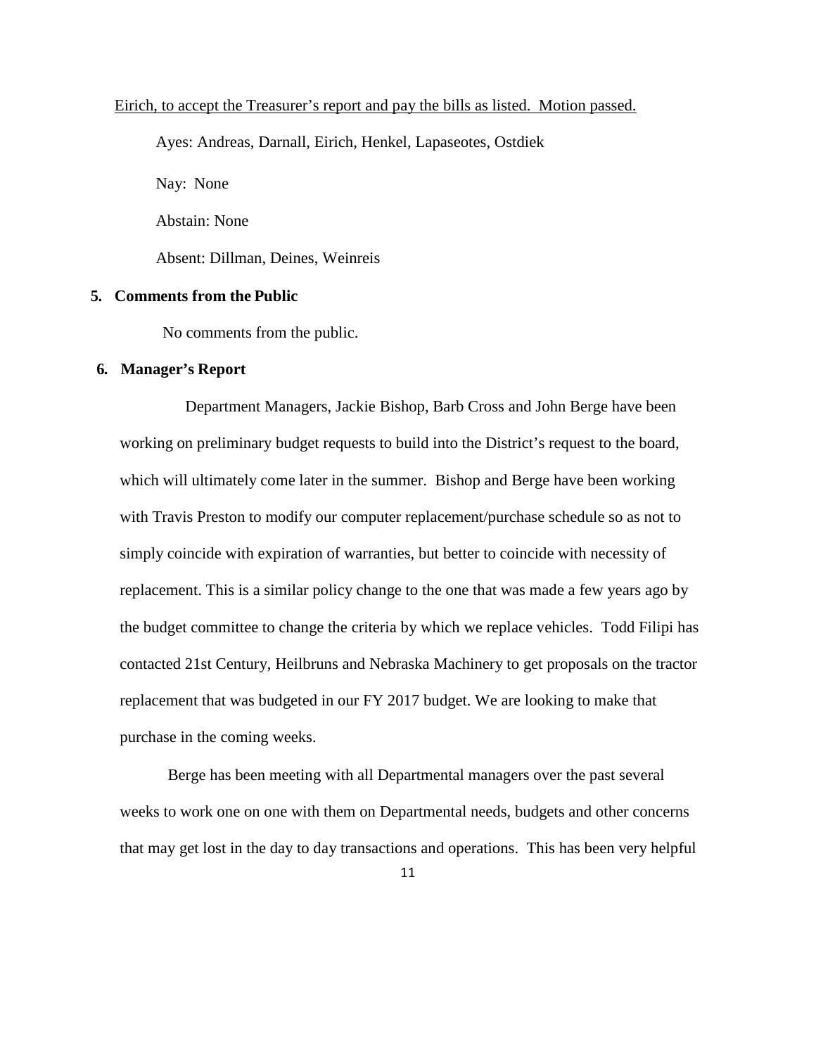Eirich, to accept the Treasurer's report and pay the bills as listed. Motion passed.

Ayes: Andreas, Darnall, Eirich, Henkel, Lapaseotes, Ostdiek

Nay: None

Abstain: None

Absent: Dillman, Deines, Weinreis

**5. Comments from the Public**

No comments from the public.

**6. Manager's Report**

Department Managers, Jackie Bishop, Barb Cross and John Berge have been working on preliminary budget requests to build into the District's request to the board, which will ultimately come later in the summer. Bishop and Berge have been working with Travis Preston to modify our computer replacement/purchase schedule so as not to simply coincide with expiration of warranties, but better to coincide with necessity of replacement. This is a similar policy change to the one that was made a few years ago by the budget committee to change the criteria by which we replace vehicles. Todd Filipi has contacted 21st Century, Heilbruns and Nebraska Machinery to get proposals on the tractor replacement that was budgeted in our FY 2017 budget. We are looking to make that purchase in the coming weeks.

Berge has been meeting with all Departmental managers over the past several weeks to work one on one with them on Departmental needs, budgets and other concerns that may get lost in the day to day transactions and operations. This has been very helpful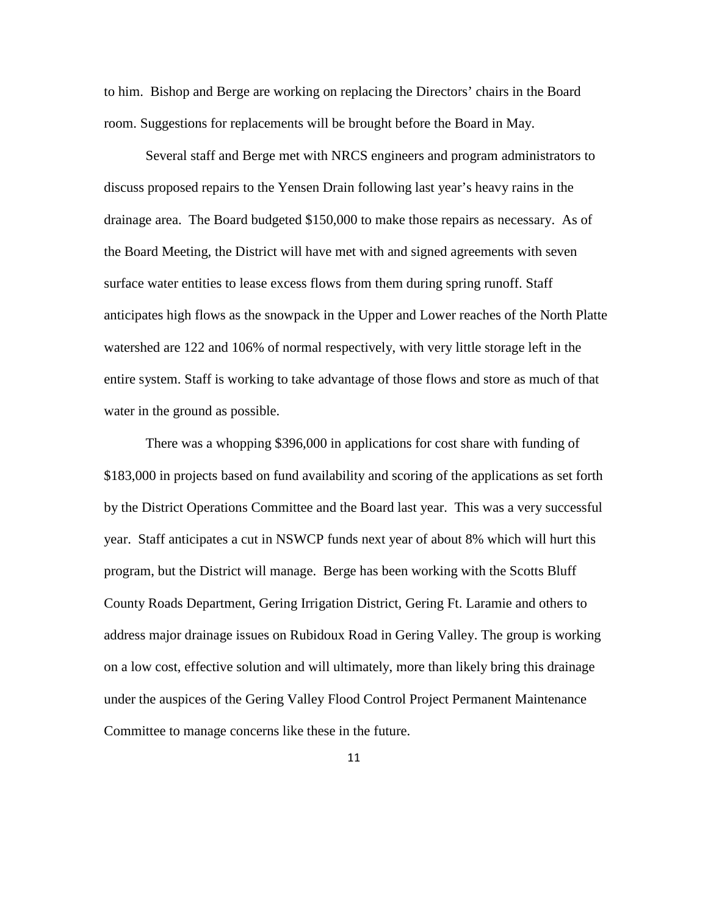to him. Bishop and Berge are working on replacing the Directors' chairs in the Board room. Suggestions for replacements will be brought before the Board in May.

Several staff and Berge met with NRCS engineers and program administrators to discuss proposed repairs to the Yensen Drain following last year's heavy rains in the drainage area. The Board budgeted $150,000 to make those repairs as necessary. As of the Board Meeting, the District will have met with and signed agreements with seven surface water entities to lease excess flows from them during spring runoff. Staff anticipates high flows as the snowpack in the Upper and Lower reaches of the North Platte watershed are 122 and 106% of normal respectively, with very little storage left in the entire system. Staff is working to take advantage of those flows and store as much of that water in the ground as possible.

There was a whopping $396,000 in applications for cost share with funding of $183,000 in projects based on fund availability and scoring of the applications as set forth by the District Operations Committee and the Board last year. This was a very successful year. Staff anticipates a cut in NSWCP funds next year of about 8% which will hurt this program, but the District will manage. Berge has been working with the Scotts Bluff County Roads Department, Gering Irrigation District, Gering Ft. Laramie and others to address major drainage issues on Rubidoux Road in Gering Valley. The group is working on a low cost, effective solution and will ultimately, more than likely bring this drainage under the auspices of the Gering Valley Flood Control Project Permanent Maintenance Committee to manage concerns like these in the future.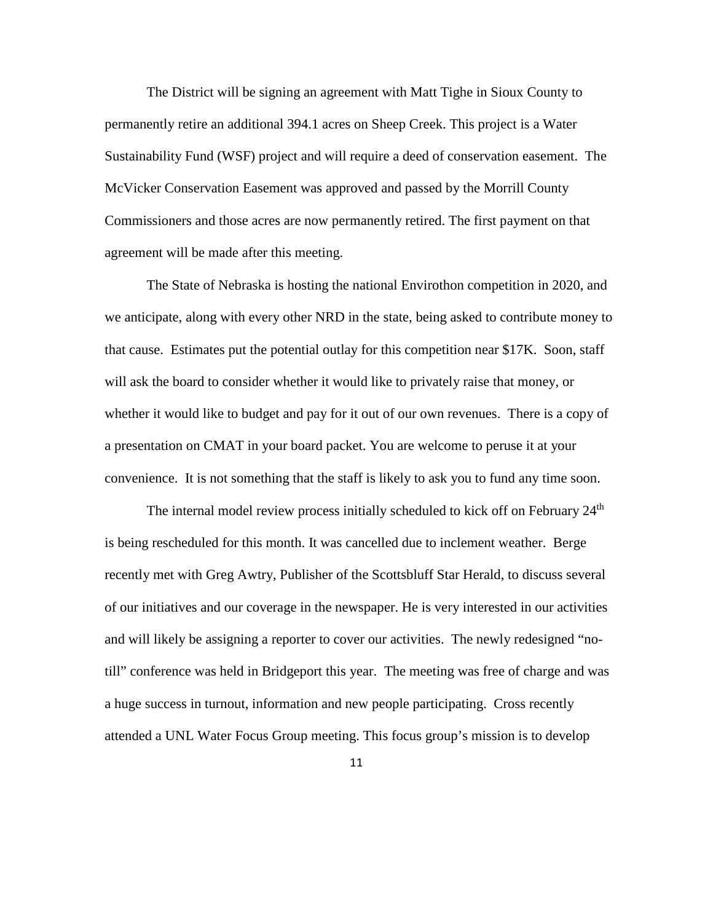The District will be signing an agreement with Matt Tighe in Sioux County to permanently retire an additional 394.1 acres on Sheep Creek. This project is a Water Sustainability Fund (WSF) project and will require a deed of conservation easement. The McVicker Conservation Easement was approved and passed by the Morrill County Commissioners and those acres are now permanently retired. The first payment on that agreement will be made after this meeting.

The State of Nebraska is hosting the national Envirothon competition in 2020, and we anticipate, along with every other NRD in the state, being asked to contribute money to that cause. Estimates put the potential outlay for this competition near $17K. Soon, staff will ask the board to consider whether it would like to privately raise that money, or whether it would like to budget and pay for it out of our own revenues. There is a copy of a presentation on CMAT in your board packet. You are welcome to peruse it at your convenience. It is not something that the staff is likely to ask you to fund any time soon.

The internal model review process initially scheduled to kick off on February 24th is being rescheduled for this month. It was cancelled due to inclement weather. Berge recently met with Greg Awtry, Publisher of the Scottsbluff Star Herald, to discuss several of our initiatives and our coverage in the newspaper. He is very interested in our activities and will likely be assigning a reporter to cover our activities. The newly redesigned "no-till" conference was held in Bridgeport this year. The meeting was free of charge and was a huge success in turnout, information and new people participating. Cross recently attended a UNL Water Focus Group meeting. This focus group's mission is to develop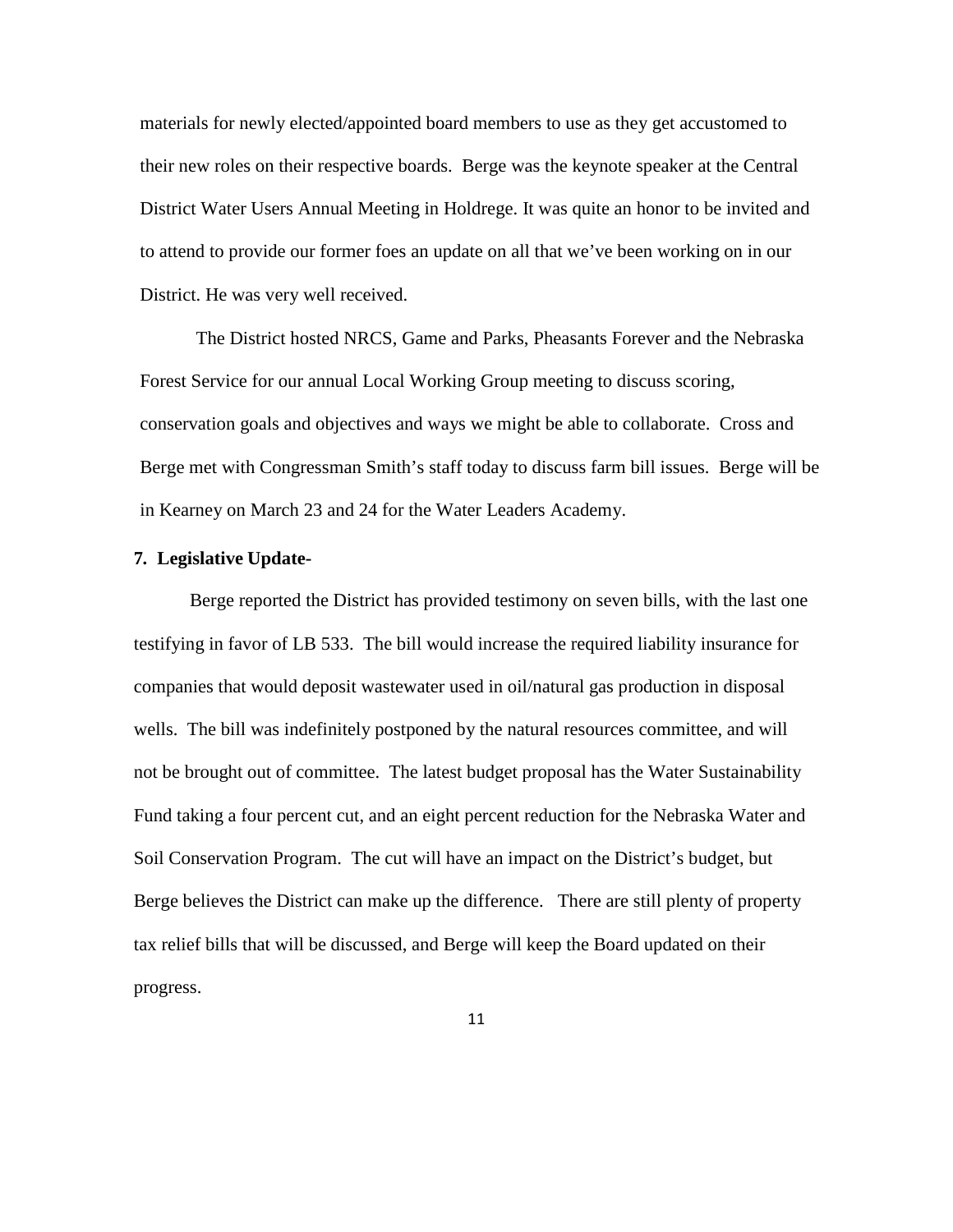materials for newly elected/appointed board members to use as they get accustomed to their new roles on their respective boards. Berge was the keynote speaker at the Central District Water Users Annual Meeting in Holdrege. It was quite an honor to be invited and to attend to provide our former foes an update on all that we've been working on in our District. He was very well received.

The District hosted NRCS, Game and Parks, Pheasants Forever and the Nebraska Forest Service for our annual Local Working Group meeting to discuss scoring, conservation goals and objectives and ways we might be able to collaborate. Cross and Berge met with Congressman Smith's staff today to discuss farm bill issues. Berge will be in Kearney on March 23 and 24 for the Water Leaders Academy.

**7. Legislative Update-**

Berge reported the District has provided testimony on seven bills, with the last one testifying in favor of LB 533. The bill would increase the required liability insurance for companies that would deposit wastewater used in oil/natural gas production in disposal wells. The bill was indefinitely postponed by the natural resources committee, and will not be brought out of committee. The latest budget proposal has the Water Sustainability Fund taking a four percent cut, and an eight percent reduction for the Nebraska Water and Soil Conservation Program. The cut will have an impact on the District's budget, but Berge believes the District can make up the difference. There are still plenty of property tax relief bills that will be discussed, and Berge will keep the Board updated on their progress.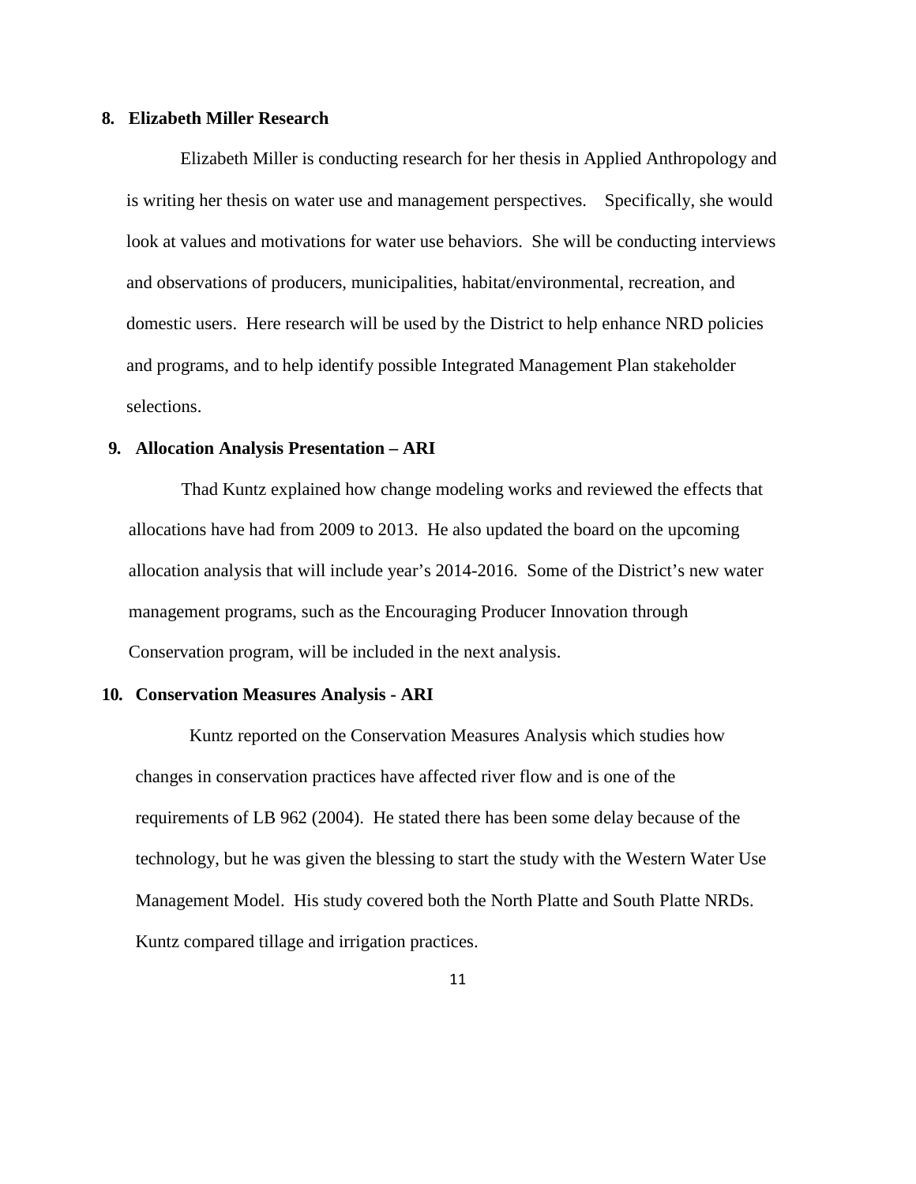**8. Elizabeth Miller Research**

Elizabeth Miller is conducting research for her thesis in Applied Anthropology and is writing her thesis on water use and management perspectives. Specifically, she would look at values and motivations for water use behaviors. She will be conducting interviews and observations of producers, municipalities, habitat/environmental, recreation, and domestic users. Here research will be used by the District to help enhance NRD policies and programs, and to help identify possible Integrated Management Plan stakeholder selections.

**9. Allocation Analysis Presentation – ARI**

Thad Kuntz explained how change modeling works and reviewed the effects that allocations have had from 2009 to 2013. He also updated the board on the upcoming allocation analysis that will include year's 2014-2016. Some of the District's new water management programs, such as the Encouraging Producer Innovation through Conservation program, will be included in the next analysis.

**10. Conservation Measures Analysis - ARI**

Kuntz reported on the Conservation Measures Analysis which studies how changes in conservation practices have affected river flow and is one of the requirements of LB 962 (2004). He stated there has been some delay because of the technology, but he was given the blessing to start the study with the Western Water Use Management Model. His study covered both the North Platte and South Platte NRDs. Kuntz compared tillage and irrigation practices.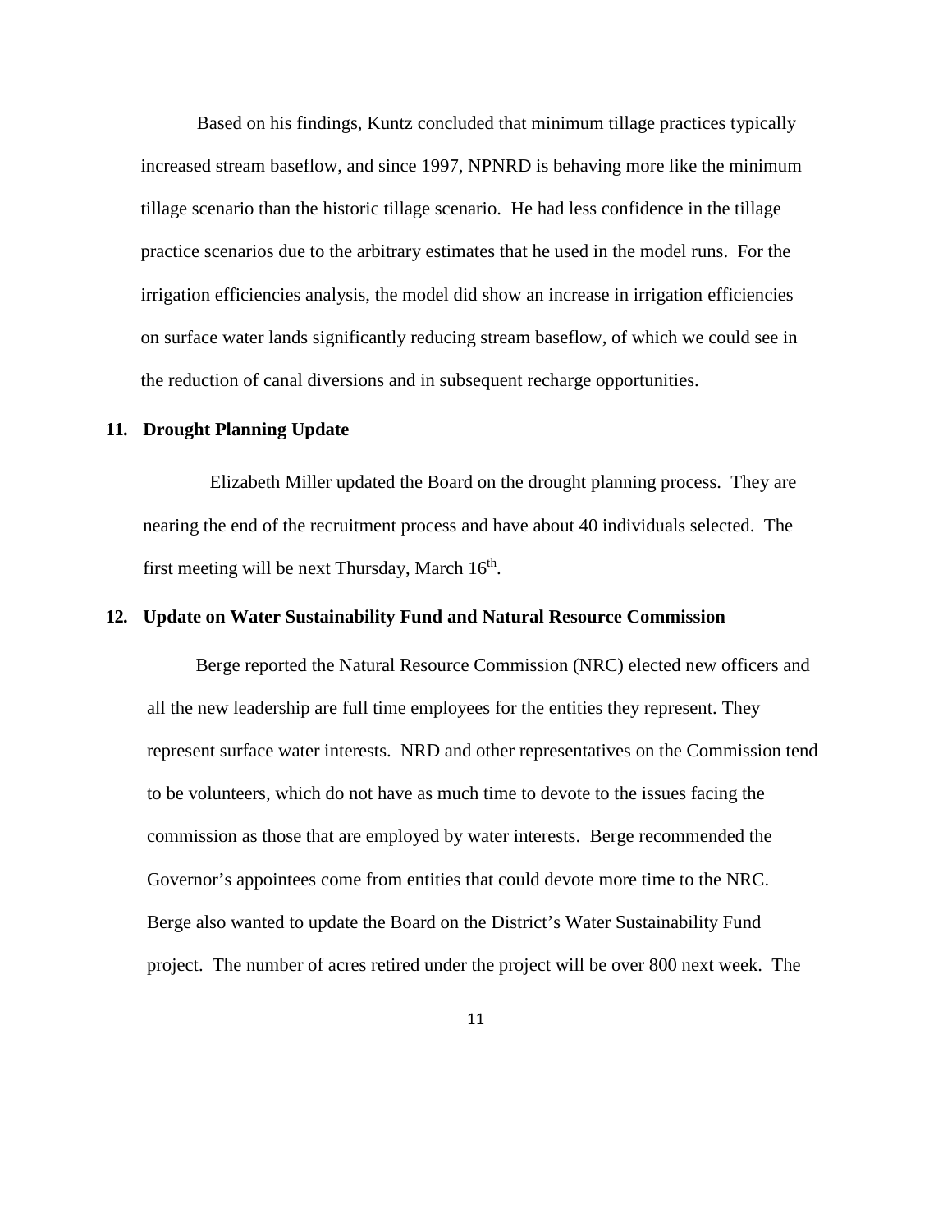Based on his findings, Kuntz concluded that minimum tillage practices typically increased stream baseflow, and since 1997, NPNRD is behaving more like the minimum tillage scenario than the historic tillage scenario. He had less confidence in the tillage practice scenarios due to the arbitrary estimates that he used in the model runs. For the irrigation efficiencies analysis, the model did show an increase in irrigation efficiencies on surface water lands significantly reducing stream baseflow, of which we could see in the reduction of canal diversions and in subsequent recharge opportunities.

**11. Drought Planning Update**

Elizabeth Miller updated the Board on the drought planning process. They are nearing the end of the recruitment process and have about 40 individuals selected. The first meeting will be next Thursday, March 16th.

**12. Update on Water Sustainability Fund and Natural Resource Commission**

Berge reported the Natural Resource Commission (NRC) elected new officers and all the new leadership are full time employees for the entities they represent. They represent surface water interests. NRD and other representatives on the Commission tend to be volunteers, which do not have as much time to devote to the issues facing the commission as those that are employed by water interests. Berge recommended the Governor's appointees come from entities that could devote more time to the NRC. Berge also wanted to update the Board on the District's Water Sustainability Fund project. The number of acres retired under the project will be over 800 next week. The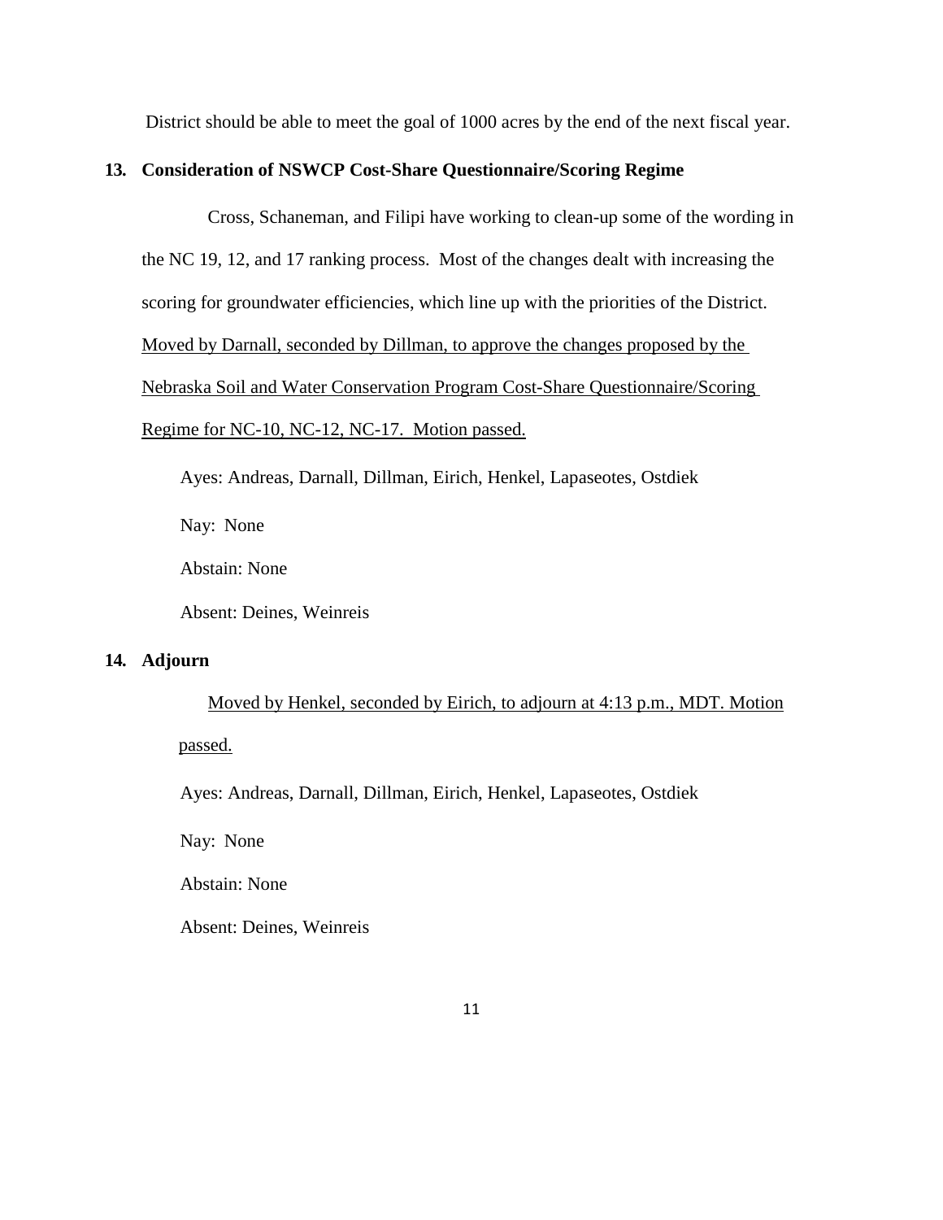District should be able to meet the goal of 1000 acres by the end of the next fiscal year.

**13. Consideration of NSWCP Cost-Share Questionnaire/Scoring Regime**

Cross, Schaneman, and Filipi have working to clean-up some of the wording in the NC 19, 12, and 17 ranking process. Most of the changes dealt with increasing the scoring for groundwater efficiencies, which line up with the priorities of the District. Moved by Darnall, seconded by Dillman, to approve the changes proposed by the Nebraska Soil and Water Conservation Program Cost-Share Questionnaire/Scoring Regime for NC-10, NC-12, NC-17. Motion passed.

Ayes: Andreas, Darnall, Dillman, Eirich, Henkel, Lapaseotes, Ostdiek

Nay: None

Abstain: None

Absent: Deines, Weinreis

**14. Adjourn**

Moved by Henkel, seconded by Eirich, to adjourn at 4:13 p.m., MDT. Motion passed.

Ayes: Andreas, Darnall, Dillman, Eirich, Henkel, Lapaseotes, Ostdiek

Nay: None

Abstain: None

Absent: Deines, Weinreis